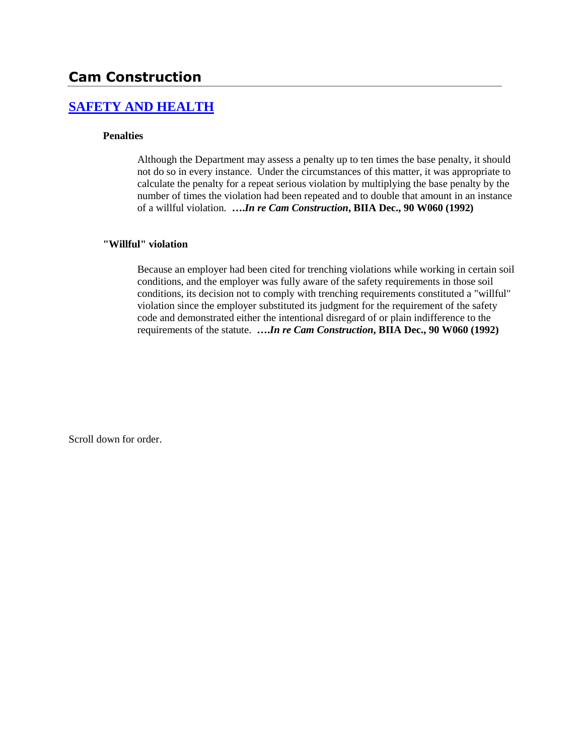# Cam Construction

## [SAFETY AND HEALTH]

**Penalties**

Although the Department may assess a penalty up to ten times the base penalty, it should not do so in every instance. Under the circumstances of this matter, it was appropriate to calculate the penalty for a repeat serious violation by multiplying the base penalty by the number of times the violation had been repeated and to double that amount in an instance of a willful violation. ***….In re Cam Construction*, BIIA Dec., 90 W060 (1992)**

**"Willful" violation**

Because an employer had been cited for trenching violations while working in certain soil conditions, and the employer was fully aware of the safety requirements in those soil conditions, its decision not to comply with trenching requirements constituted a "willful" violation since the employer substituted its judgment for the requirement of the safety code and demonstrated either the intentional disregard of or plain indifference to the requirements of the statute. ***….In re Cam Construction*, BIIA Dec., 90 W060 (1992)**

Scroll down for order.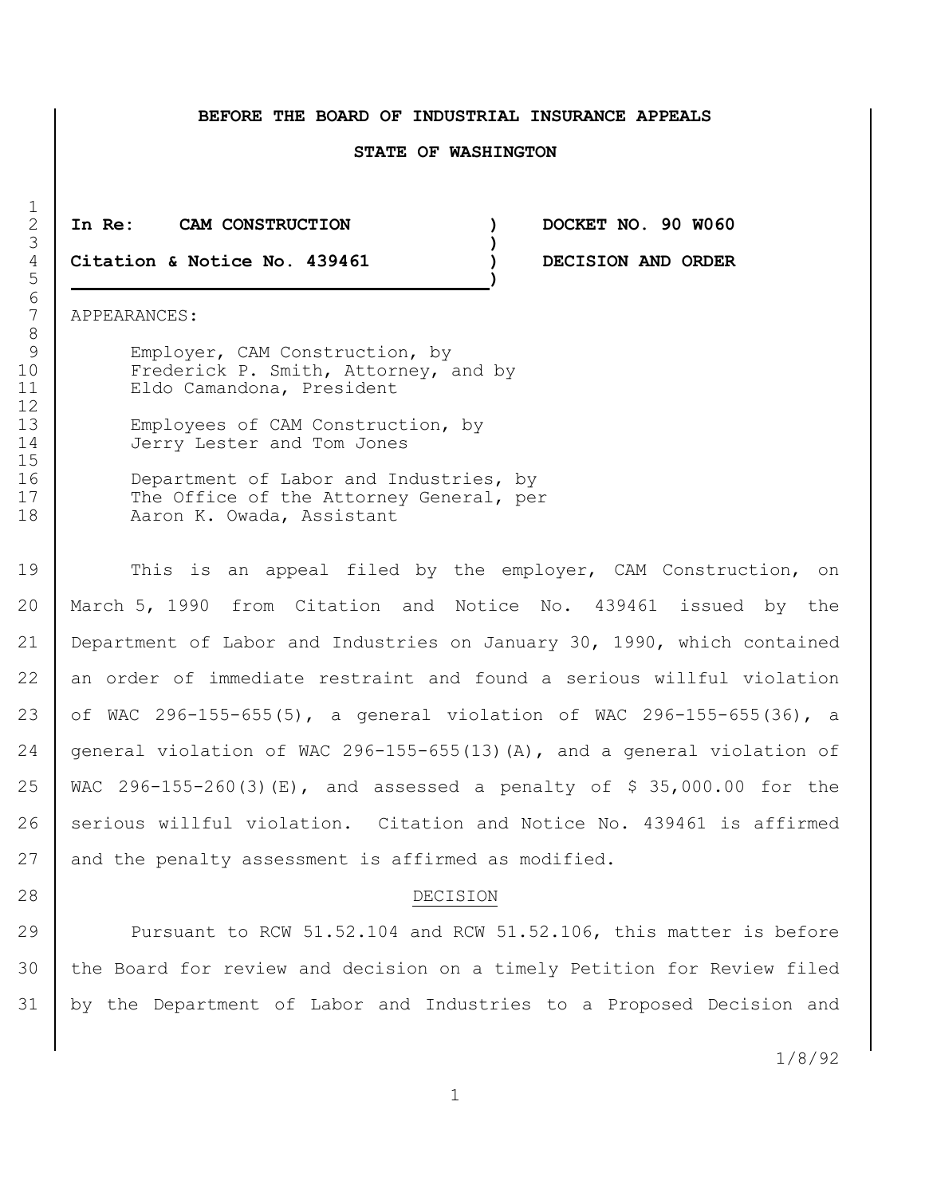**BEFORE THE BOARD OF INDUSTRIAL INSURANCE APPEALS**

**STATE OF WASHINGTON**

| | | |
|---|---|---|
| **In Re: CAM CONSTRUCTION** | ) | **DOCKET NO. 90 W060** |
| | ) | |
| **Citation & Notice No. 439461** | ) | **DECISION AND ORDER** |

APPEARANCES:

Employer, CAM Construction, by
Frederick P. Smith, Attorney, and by
Eldo Camandona, President

Employees of CAM Construction, by
Jerry Lester and Tom Jones

Department of Labor and Industries, by
The Office of the Attorney General, per
Aaron K. Owada, Assistant

This is an appeal filed by the employer, CAM Construction, on March 5, 1990 from Citation and Notice No. 439461 issued by the Department of Labor and Industries on January 30, 1990, which contained an order of immediate restraint and found a serious willful violation of WAC 296-155-655(5), a general violation of WAC 296-155-655(36), a general violation of WAC 296-155-655(13)(A), and a general violation of WAC 296-155-260(3)(E), and assessed a penalty of $ 35,000.00 for the serious willful violation. Citation and Notice No. 439461 is affirmed and the penalty assessment is affirmed as modified.

## DECISION

Pursuant to RCW 51.52.104 and RCW 51.52.106, this matter is before the Board for review and decision on a timely Petition for Review filed by the Department of Labor and Industries to a Proposed Decision and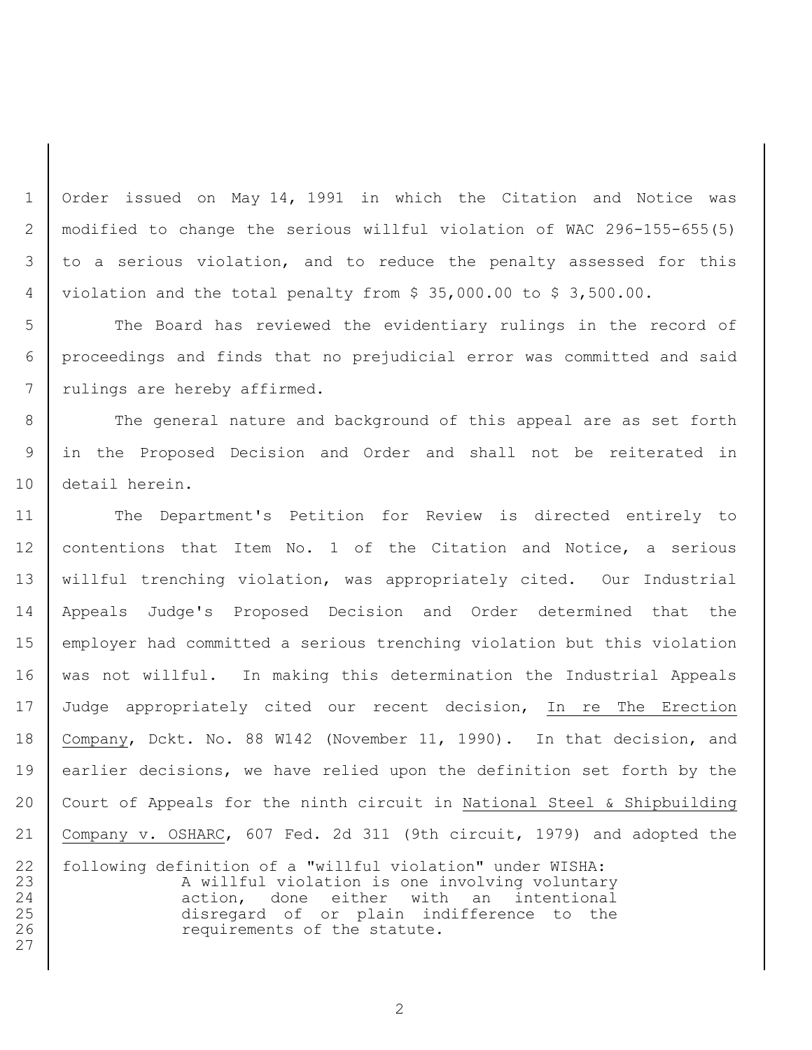Order issued on May 14, 1991 in which the Citation and Notice was modified to change the serious willful violation of WAC 296-155-655(5) to a serious violation, and to reduce the penalty assessed for this violation and the total penalty from $ 35,000.00 to $ 3,500.00.

The Board has reviewed the evidentiary rulings in the record of proceedings and finds that no prejudicial error was committed and said rulings are hereby affirmed.

The general nature and background of this appeal are as set forth in the Proposed Decision and Order and shall not be reiterated in detail herein.

The Department's Petition for Review is directed entirely to contentions that Item No. 1 of the Citation and Notice, a serious willful trenching violation, was appropriately cited. Our Industrial Appeals Judge's Proposed Decision and Order determined that the employer had committed a serious trenching violation but this violation was not willful. In making this determination the Industrial Appeals Judge appropriately cited our recent decision, In re The Erection Company, Dckt. No. 88 W142 (November 11, 1990). In that decision, and earlier decisions, we have relied upon the definition set forth by the Court of Appeals for the ninth circuit in National Steel & Shipbuilding Company v. OSHARC, 607 Fed. 2d 311 (9th circuit, 1979) and adopted the following definition of a "willful violation" under WISHA:

> A willful violation is one involving voluntary action, done either with an intentional disregard of or plain indifference to the requirements of the statute.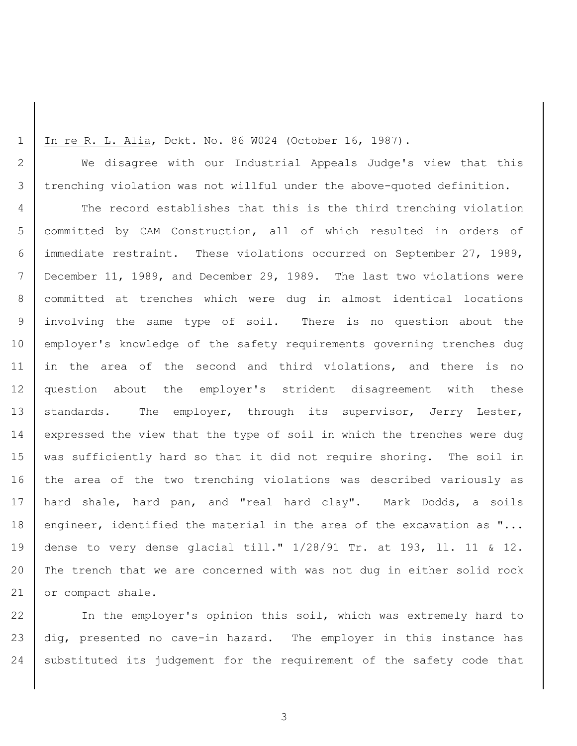In re R. L. Alia, Dckt. No. 86 W024 (October 16, 1987).

We disagree with our Industrial Appeals Judge's view that this trenching violation was not willful under the above-quoted definition.

The record establishes that this is the third trenching violation committed by CAM Construction, all of which resulted in orders of immediate restraint. These violations occurred on September 27, 1989, December 11, 1989, and December 29, 1989. The last two violations were committed at trenches which were dug in almost identical locations involving the same type of soil. There is no question about the employer's knowledge of the safety requirements governing trenches dug in the area of the second and third violations, and there is no question about the employer's strident disagreement with these standards. The employer, through its supervisor, Jerry Lester, expressed the view that the type of soil in which the trenches were dug was sufficiently hard so that it did not require shoring. The soil in the area of the two trenching violations was described variously as hard shale, hard pan, and "real hard clay". Mark Dodds, a soils engineer, identified the material in the area of the excavation as "... dense to very dense glacial till." 1/28/91 Tr. at 193, ll. 11 & 12. The trench that we are concerned with was not dug in either solid rock or compact shale.

In the employer's opinion this soil, which was extremely hard to dig, presented no cave-in hazard. The employer in this instance has substituted its judgement for the requirement of the safety code that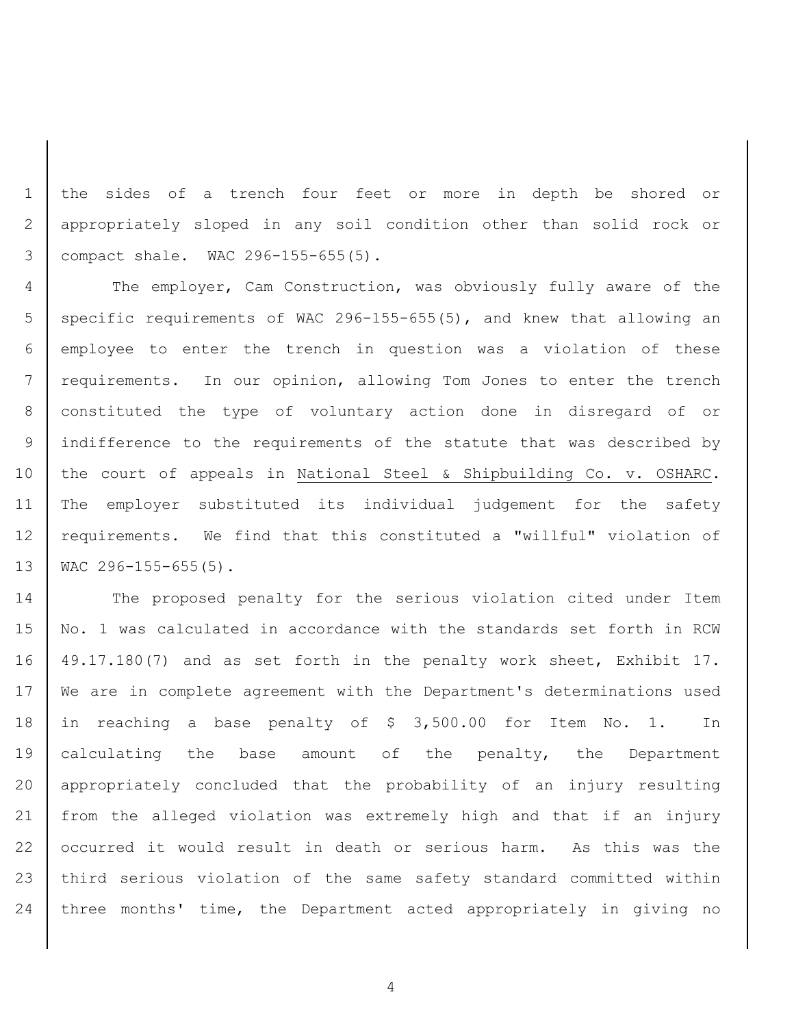the sides of a trench four feet or more in depth be shored or appropriately sloped in any soil condition other than solid rock or compact shale. WAC 296-155-655(5).

The employer, Cam Construction, was obviously fully aware of the specific requirements of WAC 296-155-655(5), and knew that allowing an employee to enter the trench in question was a violation of these requirements. In our opinion, allowing Tom Jones to enter the trench constituted the type of voluntary action done in disregard of or indifference to the requirements of the statute that was described by the court of appeals in National Steel & Shipbuilding Co. v. OSHARC. The employer substituted its individual judgement for the safety requirements. We find that this constituted a "willful" violation of WAC 296-155-655(5).

The proposed penalty for the serious violation cited under Item No. 1 was calculated in accordance with the standards set forth in RCW 49.17.180(7) and as set forth in the penalty work sheet, Exhibit 17. We are in complete agreement with the Department's determinations used in reaching a base penalty of $ 3,500.00 for Item No. 1. In calculating the base amount of the penalty, the Department appropriately concluded that the probability of an injury resulting from the alleged violation was extremely high and that if an injury occurred it would result in death or serious harm. As this was the third serious violation of the same safety standard committed within three months' time, the Department acted appropriately in giving no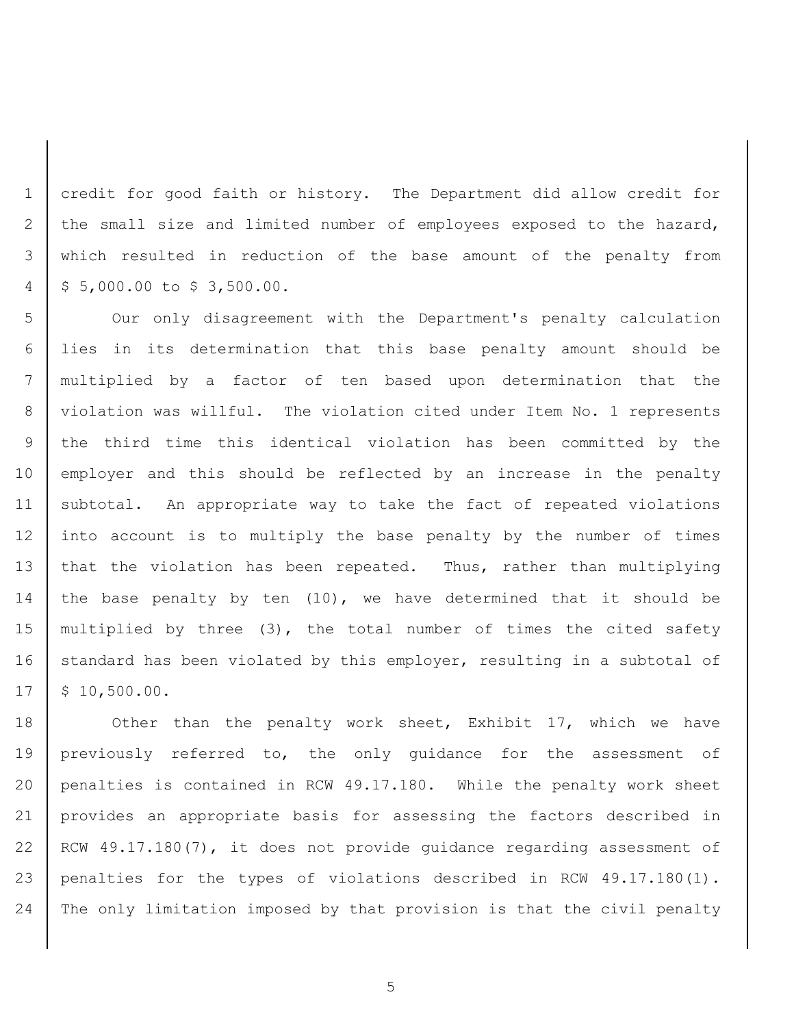credit for good faith or history. The Department did allow credit for the small size and limited number of employees exposed to the hazard, which resulted in reduction of the base amount of the penalty from $ 5,000.00 to $ 3,500.00.

Our only disagreement with the Department's penalty calculation lies in its determination that this base penalty amount should be multiplied by a factor of ten based upon determination that the violation was willful. The violation cited under Item No. 1 represents the third time this identical violation has been committed by the employer and this should be reflected by an increase in the penalty subtotal. An appropriate way to take the fact of repeated violations into account is to multiply the base penalty by the number of times that the violation has been repeated. Thus, rather than multiplying the base penalty by ten (10), we have determined that it should be multiplied by three (3), the total number of times the cited safety standard has been violated by this employer, resulting in a subtotal of $ 10,500.00.

Other than the penalty work sheet, Exhibit 17, which we have previously referred to, the only guidance for the assessment of penalties is contained in RCW 49.17.180. While the penalty work sheet provides an appropriate basis for assessing the factors described in RCW 49.17.180(7), it does not provide guidance regarding assessment of penalties for the types of violations described in RCW 49.17.180(1). The only limitation imposed by that provision is that the civil penalty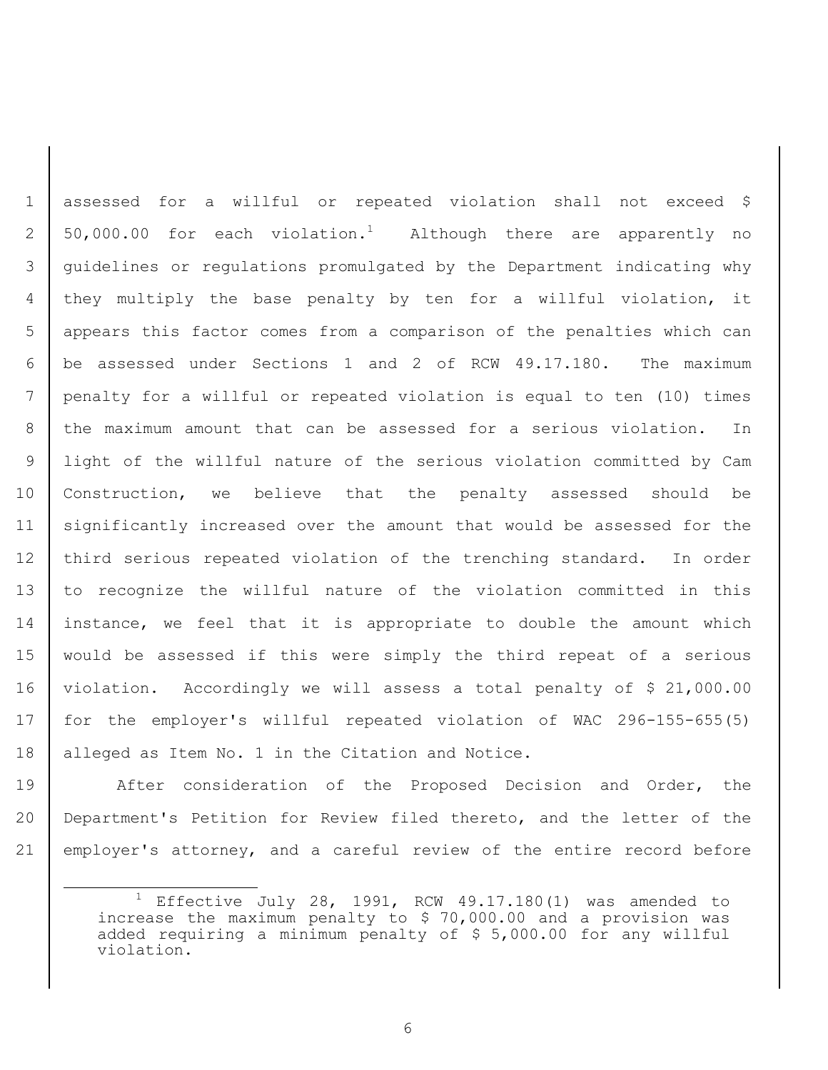assessed for a willful or repeated violation shall not exceed $ 50,000.00 for each violation.[1] Although there are apparently no guidelines or regulations promulgated by the Department indicating why they multiply the base penalty by ten for a willful violation, it appears this factor comes from a comparison of the penalties which can be assessed under Sections 1 and 2 of RCW 49.17.180. The maximum penalty for a willful or repeated violation is equal to ten (10) times the maximum amount that can be assessed for a serious violation. In light of the willful nature of the serious violation committed by Cam Construction, we believe that the penalty assessed should be significantly increased over the amount that would be assessed for the third serious repeated violation of the trenching standard. In order to recognize the willful nature of the violation committed in this instance, we feel that it is appropriate to double the amount which would be assessed if this were simply the third repeat of a serious violation. Accordingly we will assess a total penalty of $ 21,000.00 for the employer's willful repeated violation of WAC 296-155-655(5) alleged as Item No. 1 in the Citation and Notice.

After consideration of the Proposed Decision and Order, the Department's Petition for Review filed thereto, and the letter of the employer's attorney, and a careful review of the entire record before

---

[1] Effective July 28, 1991, RCW 49.17.180(1) was amended to increase the maximum penalty to $ 70,000.00 and a provision was added requiring a minimum penalty of $ 5,000.00 for any willful violation.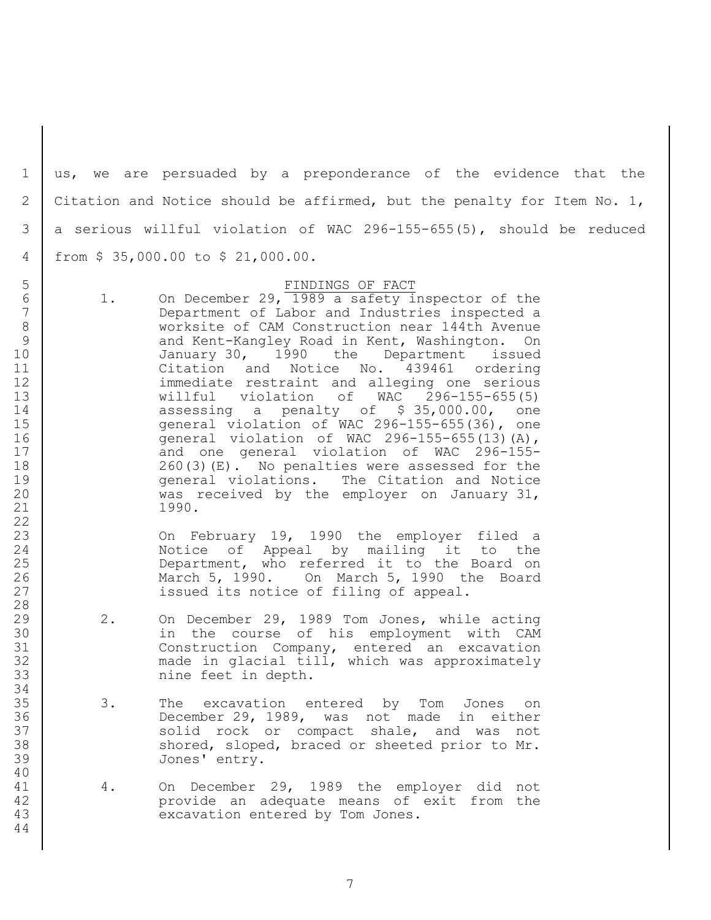us, we are persuaded by a preponderance of the evidence that the Citation and Notice should be affirmed, but the penalty for Item No. 1, a serious willful violation of WAC 296-155-655(5), should be reduced from $ 35,000.00 to $ 21,000.00.

## FINDINGS OF FACT

1. On December 29, 1989 a safety inspector of the Department of Labor and Industries inspected a worksite of CAM Construction near 144th Avenue and Kent-Kangley Road in Kent, Washington. On January 30, 1990 the Department issued Citation and Notice No. 439461 ordering immediate restraint and alleging one serious willful violation of WAC 296-155-655(5) assessing a penalty of $ 35,000.00, one general violation of WAC 296-155-655(36), one general violation of WAC 296-155-655(13)(A), and one general violation of WAC 296-155-260(3)(E). No penalties were assessed for the general violations. The Citation and Notice was received by the employer on January 31, 1990.

   On February 19, 1990 the employer filed a Notice of Appeal by mailing it to the Department, who referred it to the Board on March 5, 1990. On March 5, 1990 the Board issued its notice of filing of appeal.

2. On December 29, 1989 Tom Jones, while acting in the course of his employment with CAM Construction Company, entered an excavation made in glacial till, which was approximately nine feet in depth.

3. The excavation entered by Tom Jones on December 29, 1989, was not made in either solid rock or compact shale, and was not shored, sloped, braced or sheeted prior to Mr. Jones' entry.

4. On December 29, 1989 the employer did not provide an adequate means of exit from the excavation entered by Tom Jones.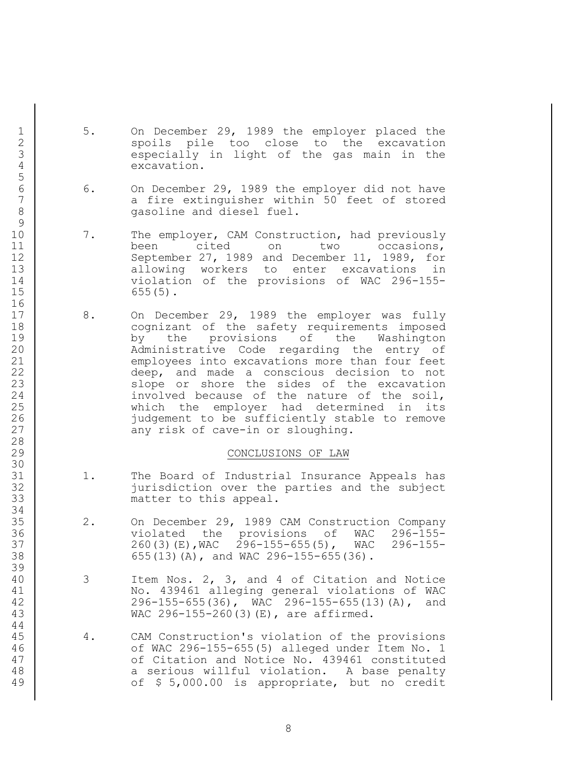5. On December 29, 1989 the employer placed the spoils pile too close to the excavation especially in light of the gas main in the excavation.

6. On December 29, 1989 the employer did not have a fire extinguisher within 50 feet of stored gasoline and diesel fuel.

7. The employer, CAM Construction, had previously been cited on two occasions, September 27, 1989 and December 11, 1989, for allowing workers to enter excavations in violation of the provisions of WAC 296-155-655(5).

8. On December 29, 1989 the employer was fully cognizant of the safety requirements imposed by the provisions of the Washington Administrative Code regarding the entry of employees into excavations more than four feet deep, and made a conscious decision to not slope or shore the sides of the excavation involved because of the nature of the soil, which the employer had determined in its judgement to be sufficiently stable to remove any risk of cave-in or sloughing.

## CONCLUSIONS OF LAW

1. The Board of Industrial Insurance Appeals has jurisdiction over the parties and the subject matter to this appeal.

2. On December 29, 1989 CAM Construction Company violated the provisions of WAC 296-155-260(3)(E), WAC 296-155-655(5), WAC 296-155-655(13)(A), and WAC 296-155-655(36).

3 Item Nos. 2, 3, and 4 of Citation and Notice No. 439461 alleging general violations of WAC 296-155-655(36), WAC 296-155-655(13)(A), and WAC 296-155-260(3)(E), are affirmed.

4. CAM Construction's violation of the provisions of WAC 296-155-655(5) alleged under Item No. 1 of Citation and Notice No. 439461 constituted a serious willful violation. A base penalty of $ 5,000.00 is appropriate, but no credit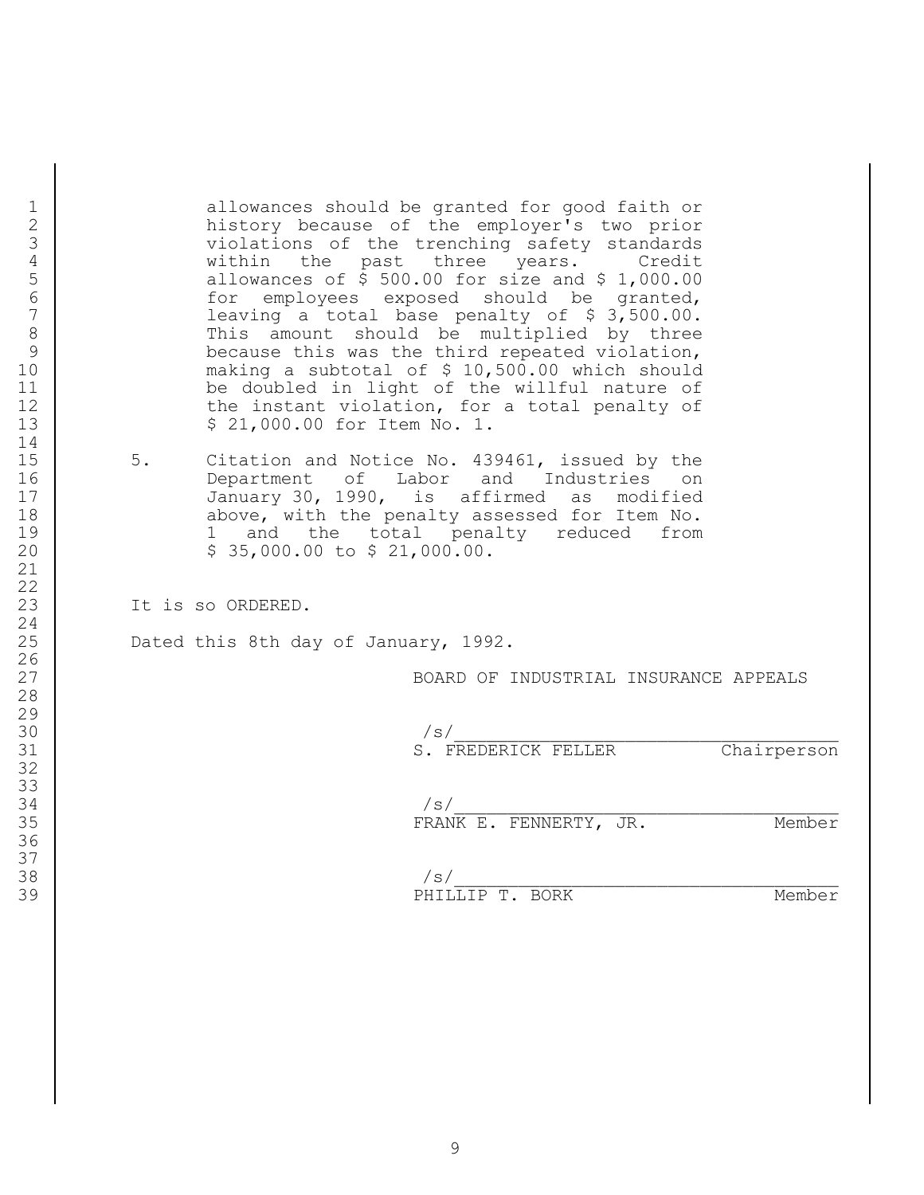allowances should be granted for good faith or history because of the employer's two prior violations of the trenching safety standards within the past three years. Credit allowances of $ 500.00 for size and $ 1,000.00 for employees exposed should be granted, leaving a total base penalty of $ 3,500.00. This amount should be multiplied by three because this was the third repeated violation, making a subtotal of $ 10,500.00 which should be doubled in light of the willful nature of the instant violation, for a total penalty of $ 21,000.00 for Item No. 1.

5. Citation and Notice No. 439461, issued by the Department of Labor and Industries on January 30, 1990, is affirmed as modified above, with the penalty assessed for Item No. 1 and the total penalty reduced from $ 35,000.00 to $ 21,000.00.

It is so ORDERED.

Dated this 8th day of January, 1992.

BOARD OF INDUSTRIAL INSURANCE APPEALS

/s/
S. FREDERICK FELLER Chairperson

/s/
FRANK E. FENNERTY, JR. Member

/s/
PHILLIP T. BORK Member